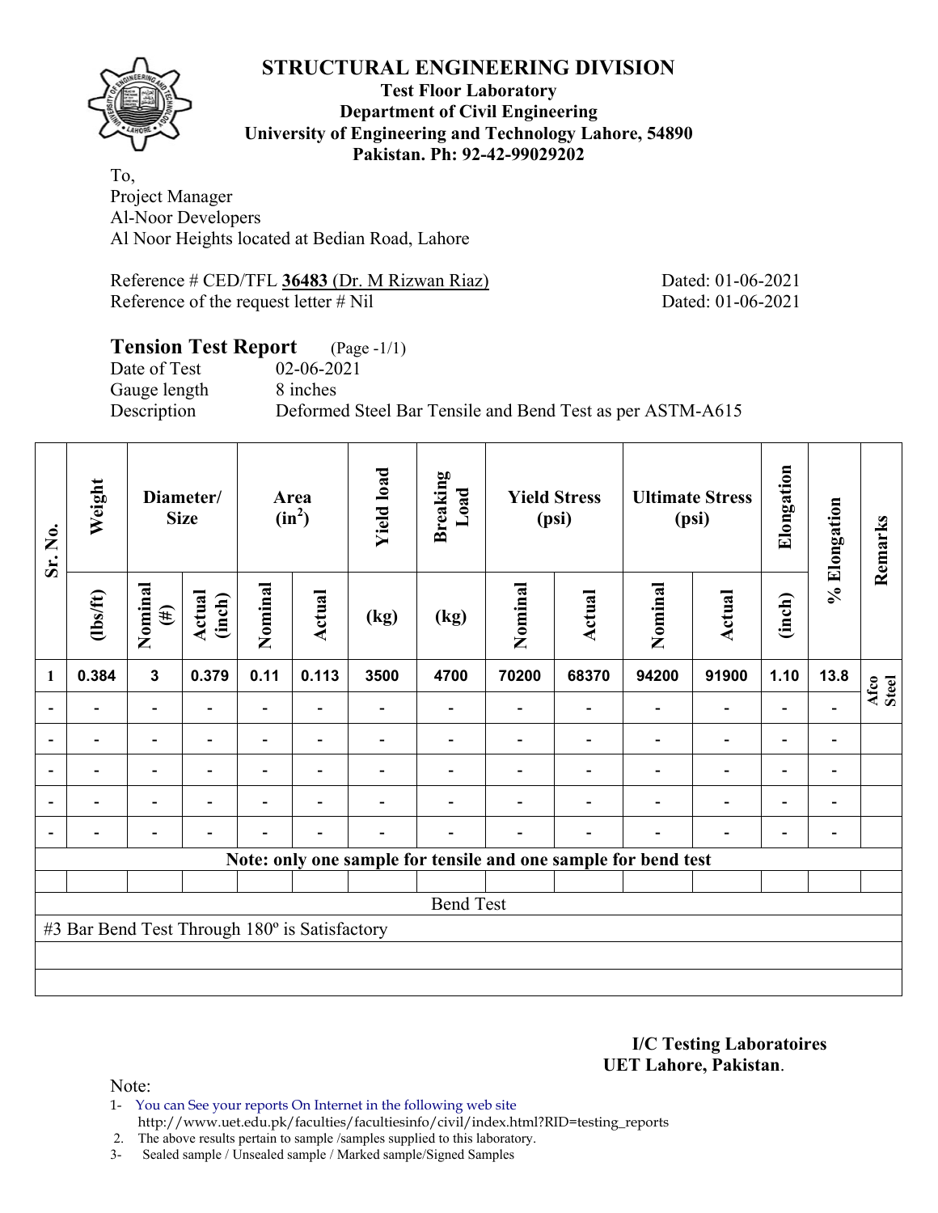# STRUCTURAL ENGINEERING DIVISION

**Test Floor Laboratory**
**Department of Civil Engineering**
**University of Engineering and Technology Lahore, 54890**
**Pakistan. Ph: 92-42-99029202**

To,
Project Manager
Al-Noor Developers
Al Noor Heights located at Bedian Road, Lahore

Reference # CED/TFL **36483** (Dr. M Rizwan Riaz) Dated: 01-06-2021
Reference of the request letter # Nil Dated: 01-06-2021

## Tension Test Report (Page -1/1)

Date of Test 02-06-2021
Gauge length 8 inches
Description Deformed Steel Bar Tensile and Bend Test as per ASTM-A615

| Sr. No. | Weight | Diameter/ Size | | Area ($in^2$) | | Yield load | Breaking Load | Yield Stress (psi) | | Ultimate Stress (psi) | | Elongation | % Elongation | Remarks |
|---|---|---|---|---|---|---|---|---|---|---|---|---|---|---|
| | (lbs/ft) | Nominal (#) | Actual (inch) | Nominal | Actual | (kg) | (kg) | Nominal | Actual | Nominal | Actual | (inch) | | |
| 1 | 0.384 | 3 | 0.379 | 0.11 | 0.113 | 3500 | 4700 | 70200 | 68370 | 94200 | 91900 | 1.10 | 13.8 | Afco Steel |
| - | - | - | - | - | - | - | - | - | - | - | - | - | - | |
| - | - | - | - | - | - | - | - | - | - | - | - | - | - | |
| - | - | - | - | - | - | - | - | - | - | - | - | - | - | |
| - | - | - | - | - | - | - | - | - | - | - | - | - | - | |
| - | - | - | - | - | - | - | - | - | - | - | - | - | - | |

**Note: only one sample for tensile and one sample for bend test**

Bend Test

#3 Bar Bend Test Through 180º is Satisfactory

**I/C Testing Laboratoires**
**UET Lahore, Pakistan**.

Note:
1- You can See your reports On Internet in the following web site http://www.uet.edu.pk/faculties/facultiesinfo/civil/index.html?RID=testing_reports
2. The above results pertain to sample /samples supplied to this laboratory.
3- Sealed sample / Unsealed sample / Marked sample/Signed Samples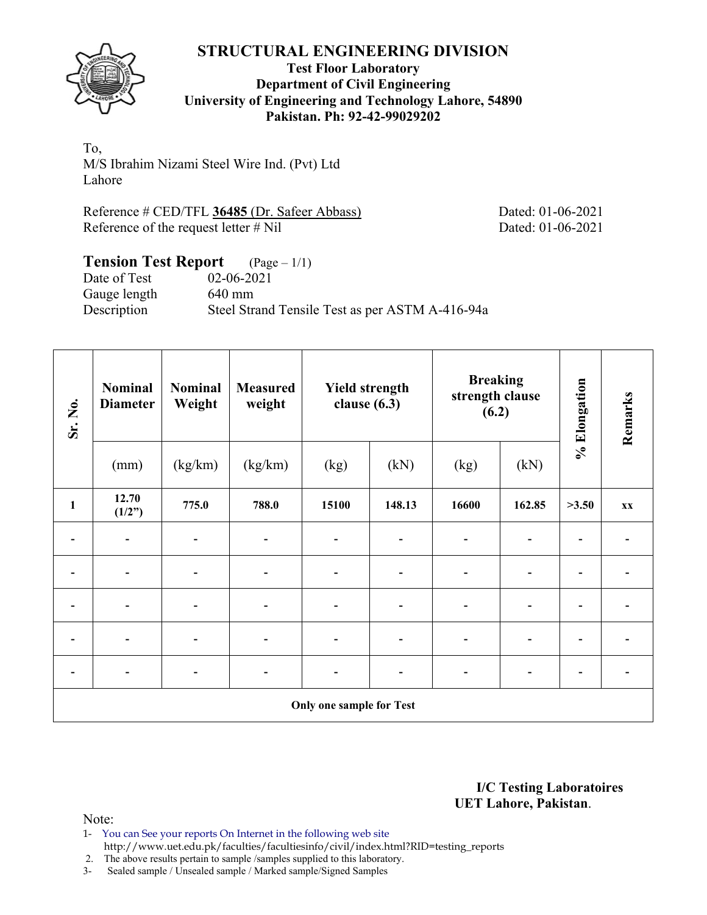# STRUCTURAL ENGINEERING DIVISION

**Test Floor Laboratory**
**Department of Civil Engineering**
**University of Engineering and Technology Lahore, 54890**
**Pakistan. Ph: 92-42-99029202**

To,
M/S Ibrahim Nizami Steel Wire Ind. (Pvt) Ltd
Lahore

Reference # CED/TFL **36485** (Dr. Safeer Abbass) Dated: 01-06-2021
Reference of the request letter # Nil Dated: 01-06-2021

## Tension Test Report (Page – 1/1)

Date of Test 02-06-2021
Gauge length 640 mm
Description Steel Strand Tensile Test as per ASTM A-416-94a

| Sr. No. | Nominal Diameter | Nominal Weight | Measured weight | Yield strength clause (6.3) | | Breaking strength clause (6.2) | | % Elongation | Remarks |
|---|---|---|---|---|---|---|---|---|---|
| | (mm) | (kg/km) | (kg/km) | (kg) | (kN) | (kg) | (kN) | | |
| **1** | **12.70 (1/2")** | **775.0** | **788.0** | **15100** | **148.13** | **16600** | **162.85** | **>3.50** | **xx** |
| - | - | - | - | - | - | - | - | - | - |
| - | - | - | - | - | - | - | - | - | - |
| - | - | - | - | - | - | - | - | - | - |
| - | - | - | - | - | - | - | - | - | - |
| - | - | - | - | - | - | - | - | - | - |
| **Only one sample for Test** | | | | | | | | | |

**I/C Testing Laboratoires**
**UET Lahore, Pakistan**.

Note:
1- You can See your reports On Internet in the following web site
http://www.uet.edu.pk/faculties/facultiesinfo/civil/index.html?RID=testing_reports
2. The above results pertain to sample /samples supplied to this laboratory.
3- Sealed sample / Unsealed sample / Marked sample/Signed Samples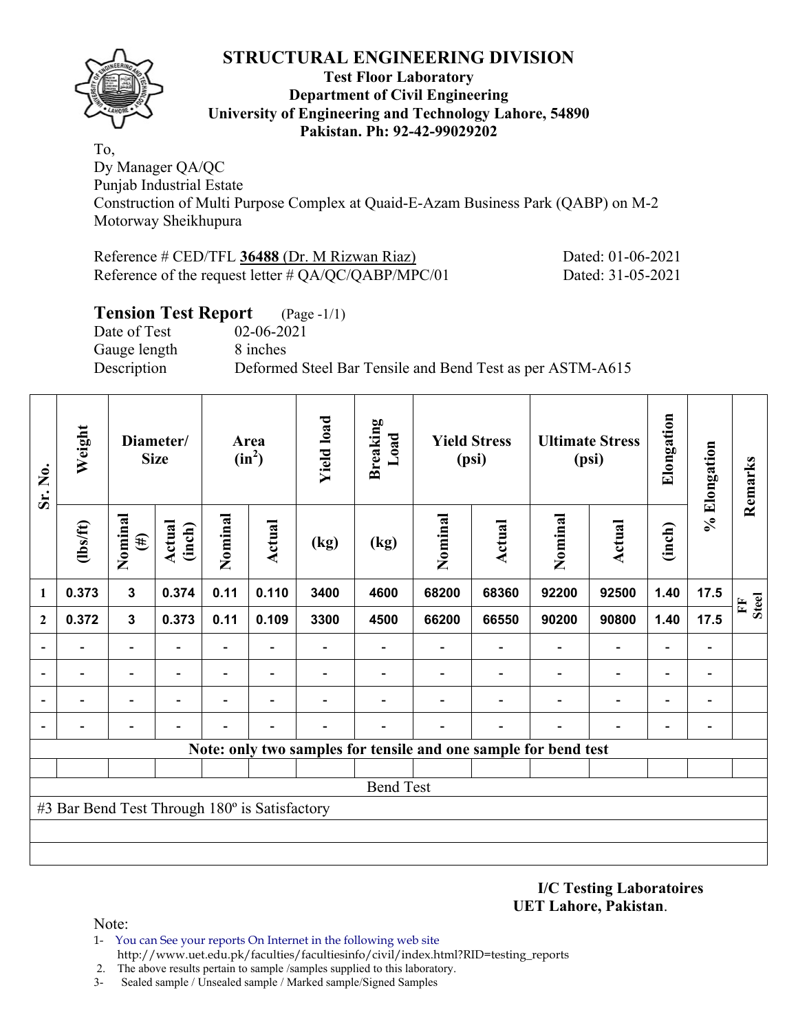# STRUCTURAL ENGINEERING DIVISION

**Test Floor Laboratory**
**Department of Civil Engineering**
**University of Engineering and Technology Lahore, 54890**
**Pakistan. Ph: 92-42-99029202**

To,
Dy Manager QA/QC
Punjab Industrial Estate
Construction of Multi Purpose Complex at Quaid-E-Azam Business Park (QABP) on M-2 Motorway Sheikhupura

Reference # CED/TFL **36488** (Dr. M Rizwan Riaz) Dated: 01-06-2021
Reference of the request letter # QA/QC/QABP/MPC/01 Dated: 31-05-2021

## Tension Test Report (Page -1/1)

Date of Test 02-06-2021
Gauge length 8 inches
Description Deformed Steel Bar Tensile and Bend Test as per ASTM-A615

| Sr. No. | Weight | Diameter/ Size | | Area ($in^2$) | | Yield load | Breaking Load | Yield Stress (psi) | | Ultimate Stress (psi) | | Elongation | % Elongation | Remarks |
|---|---|---|---|---|---|---|---|---|---|---|---|---|---|---|
| | (lbs/ft) | Nominal (#) | Actual (inch) | Nominal | Actual | (kg) | (kg) | Nominal | Actual | Nominal | Actual | (inch) | | |
| 1 | 0.373 | 3 | 0.374 | 0.11 | 0.110 | 3400 | 4600 | 68200 | 68360 | 92200 | 92500 | 1.40 | 17.5 | FF Steel |
| 2 | 0.372 | 3 | 0.373 | 0.11 | 0.109 | 3300 | 4500 | 66200 | 66550 | 90200 | 90800 | 1.40 | 17.5 | |
| - | - | - | - | - | - | - | - | - | - | - | - | - | - | |
| - | - | - | - | - | - | - | - | - | - | - | - | - | - | |
| - | - | - | - | - | - | - | - | - | - | - | - | - | - | |
| - | - | - | - | - | - | - | - | - | - | - | - | - | - | |

**Note: only two samples for tensile and one sample for bend test**

Bend Test

#3 Bar Bend Test Through 180º is Satisfactory

**I/C Testing Laboratoires**
**UET Lahore, Pakistan**.

Note:
1- You can See your reports On Internet in the following web site
http://www.uet.edu.pk/faculties/facultiesinfo/civil/index.html?RID=testing_reports
2. The above results pertain to sample /samples supplied to this laboratory.
3- Sealed sample / Unsealed sample / Marked sample/Signed Samples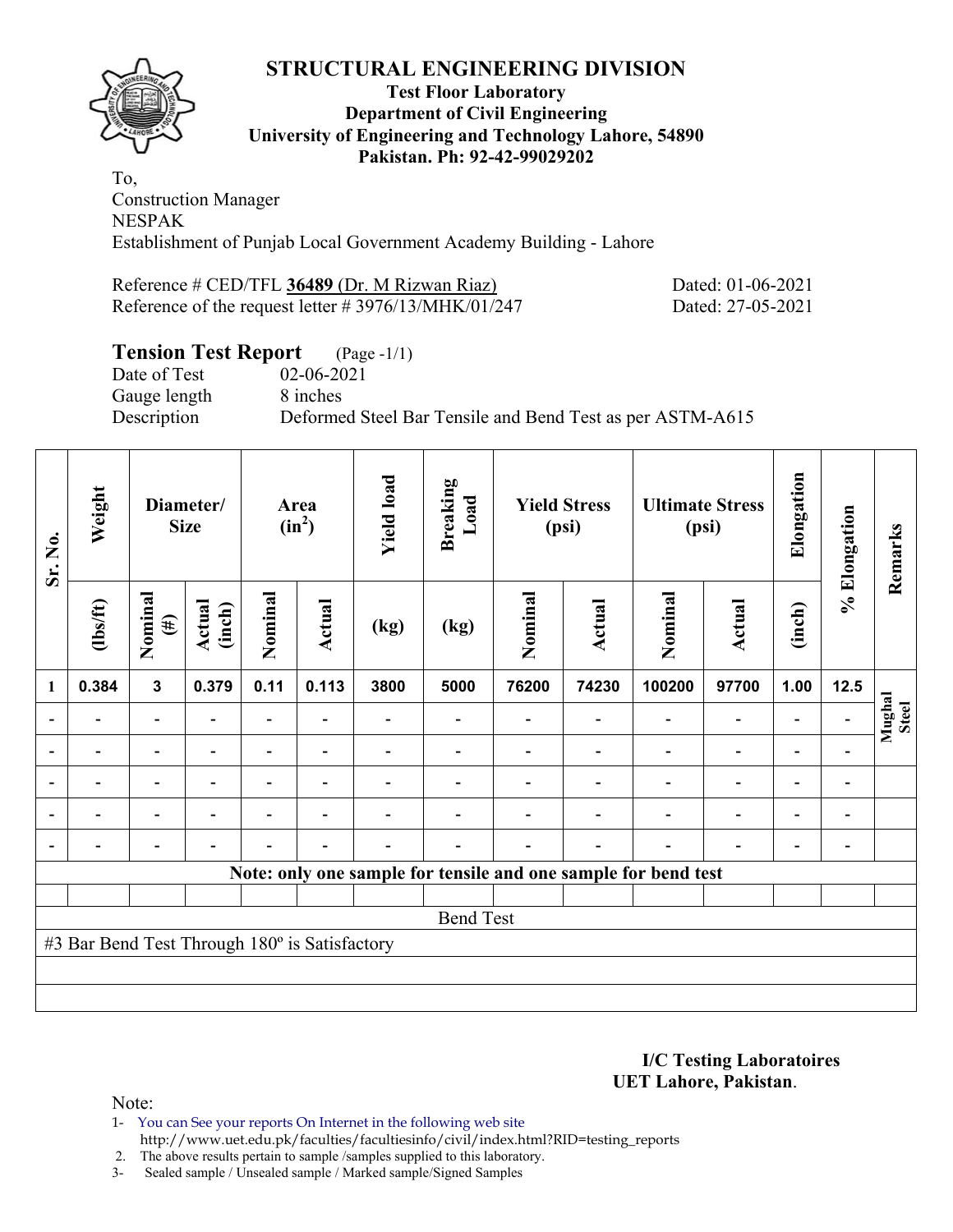# STRUCTURAL ENGINEERING DIVISION

**Test Floor Laboratory**
**Department of Civil Engineering**
**University of Engineering and Technology Lahore, 54890**
**Pakistan. Ph: 92-42-99029202**

To,
Construction Manager
NESPAK
Establishment of Punjab Local Government Academy Building - Lahore

Reference # CED/TFL **36489** (Dr. M Rizwan Riaz) Dated: 01-06-2021
Reference of the request letter # 3976/13/MHK/01/247 Dated: 27-05-2021

## Tension Test Report (Page -1/1)

Date of Test 02-06-2021
Gauge length 8 inches
Description Deformed Steel Bar Tensile and Bend Test as per ASTM-A615

| Sr. No. | Weight | Diameter/ Size | | Area ($in^2$) | | Yield load | Breaking Load | Yield Stress (psi) | | Ultimate Stress (psi) | | Elongation | % Elongation | Remarks |
|---|---|---|---|---|---|---|---|---|---|---|---|---|---|---|
| | (lbs/ft) | Nominal (#) | Actual (inch) | Nominal | Actual | (kg) | (kg) | Nominal | Actual | Nominal | Actual | (inch) | | |
| 1 | 0.384 | 3 | 0.379 | 0.11 | 0.113 | 3800 | 5000 | 76200 | 74230 | 100200 | 97700 | 1.00 | 12.5 | Mughal Steel |
| - | - | - | - | - | - | - | - | - | - | - | - | - | - | |
| - | - | - | - | - | - | - | - | - | - | - | - | - | - | |
| - | - | - | - | - | - | - | - | - | - | - | - | - | - | |
| - | - | - | - | - | - | - | - | - | - | - | - | - | - | |
| - | - | - | - | - | - | - | - | - | - | - | - | - | - | |

**Note: only one sample for tensile and one sample for bend test**

Bend Test

#3 Bar Bend Test Through 180º is Satisfactory

**I/C Testing Laboratoires**
**UET Lahore, Pakistan**.

Note:
1- You can See your reports On Internet in the following web site
http://www.uet.edu.pk/faculties/facultiesinfo/civil/index.html?RID=testing_reports
2. The above results pertain to sample /samples supplied to this laboratory.
3- Sealed sample / Unsealed sample / Marked sample/Signed Samples